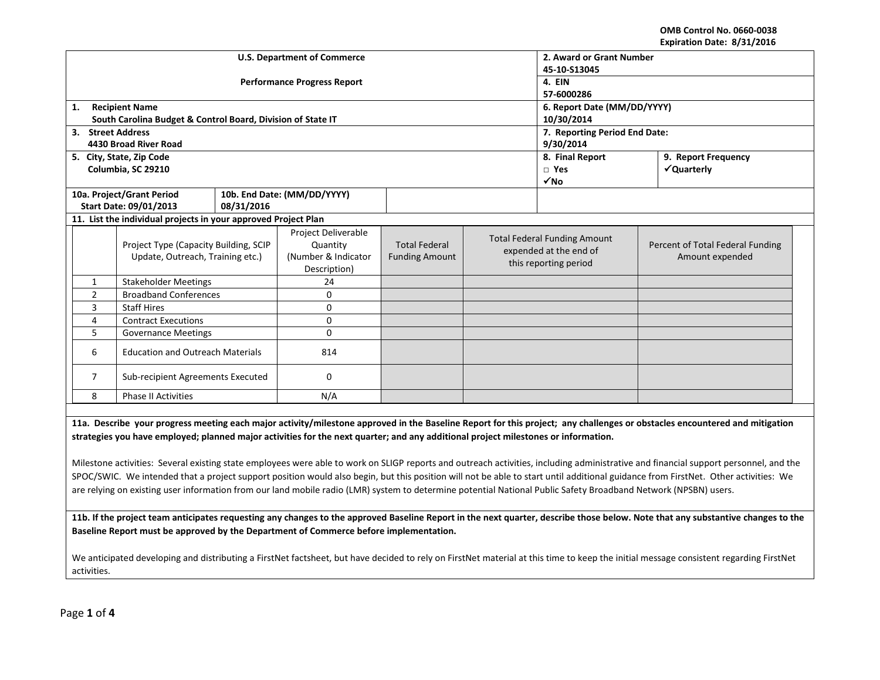OMB Control No. 0660-0038
Expiration Date: 8/31/2016

| U.S. Department of Commerce<br><br>Performance Progress Report | | 2. Award or Grant Number<br>45-10-S13045 | |
|---|---|---|---|
| | | 4. EIN<br>57-6000286 | |
| 1. Recipient Name<br>South Carolina Budget & Control Board, Division of State IT | | 6. Report Date (MM/DD/YYYY)<br>10/30/2014 | |
| 3. Street Address<br>4430 Broad River Road | | 7. Reporting Period End Date:<br>9/30/2014 | |
| 5. City, State, Zip Code<br>Columbia, SC 29210 | | 8. Final Report<br>□ Yes<br>✓No | 9. Report Frequency<br>✓Quarterly |
| 10a. Project/Grant Period<br>Start Date: 09/01/2013 | 10b. End Date: (MM/DD/YYYY)<br>08/31/2016 | | |

**11. List the individual projects in your approved Project Plan**

| | Project Type (Capacity Building, SCIP Update, Outreach, Training etc.) | Project Deliverable Quantity (Number & Indicator Description) | Total Federal Funding Amount | Total Federal Funding Amount expended at the end of this reporting period | Percent of Total Federal Funding Amount expended |
|---|---|---|---|---|---|
| 1 | Stakeholder Meetings | 24 | | | |
| 2 | Broadband Conferences | 0 | | | |
| 3 | Staff Hires | 0 | | | |
| 4 | Contract Executions | 0 | | | |
| 5 | Governance Meetings | 0 | | | |
| 6 | Education and Outreach Materials | 814 | | | |
| 7 | Sub-recipient Agreements Executed | 0 | | | |
| 8 | Phase II Activities | N/A | | | |

**11a. Describe your progress meeting each major activity/milestone approved in the Baseline Report for this project; any challenges or obstacles encountered and mitigation strategies you have employed; planned major activities for the next quarter; and any additional project milestones or information.**

Milestone activities: Several existing state employees were able to work on SLIGP reports and outreach activities, including administrative and financial support personnel, and the SPOC/SWIC. We intended that a project support position would also begin, but this position will not be able to start until additional guidance from FirstNet. Other activities: We are relying on existing user information from our land mobile radio (LMR) system to determine potential National Public Safety Broadband Network (NPSBN) users.

**11b. If the project team anticipates requesting any changes to the approved Baseline Report in the next quarter, describe those below. Note that any substantive changes to the Baseline Report must be approved by the Department of Commerce before implementation.**

We anticipated developing and distributing a FirstNet factsheet, but have decided to rely on FirstNet material at this time to keep the initial message consistent regarding FirstNet activities.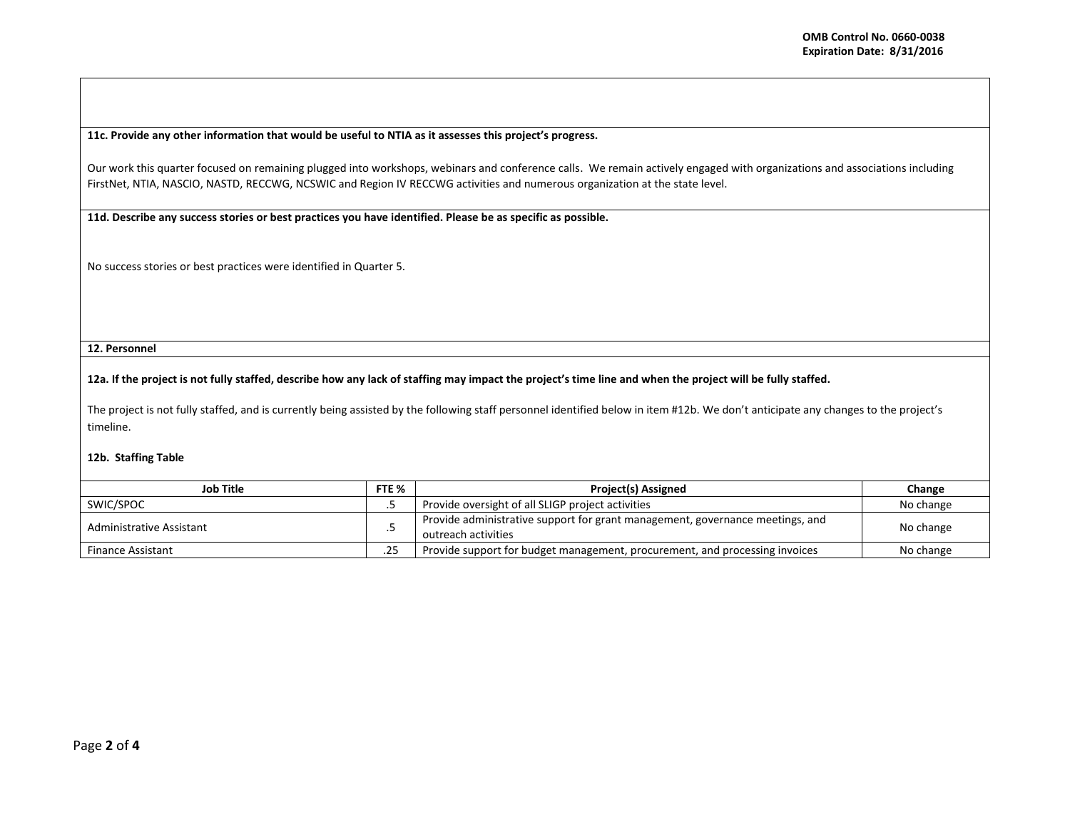**11c. Provide any other information that would be useful to NTIA as it assesses this project's progress.**

Our work this quarter focused on remaining plugged into workshops, webinars and conference calls. We remain actively engaged with organizations and associations including FirstNet, NTIA, NASCIO, NASTD, RECCWG, NCSWIC and Region IV RECCWG activities and numerous organization at the state level.

**11d. Describe any success stories or best practices you have identified. Please be as specific as possible.**

No success stories or best practices were identified in Quarter 5.

**12. Personnel**

**12a. If the project is not fully staffed, describe how any lack of staffing may impact the project's time line and when the project will be fully staffed.**

The project is not fully staffed, and is currently being assisted by the following staff personnel identified below in item #12b. We don't anticipate any changes to the project's timeline.

**12b. Staffing Table**

| Job Title | FTE % | Project(s) Assigned | Change |
| --- | --- | --- | --- |
| SWIC/SPOC | .5 | Provide oversight of all SLIGP project activities | No change |
| Administrative Assistant | .5 | Provide administrative support for grant management, governance meetings, and outreach activities | No change |
| Finance Assistant | .25 | Provide support for budget management, procurement, and processing invoices | No change |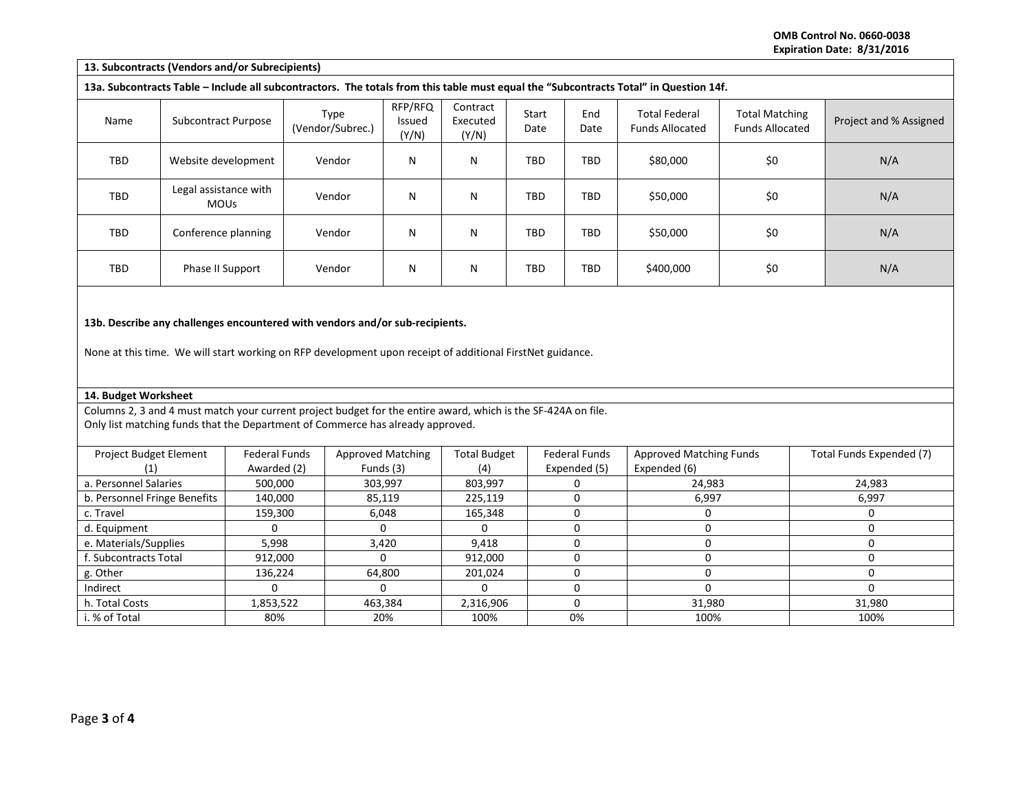**13. Subcontracts (Vendors and/or Subrecipients)**

**13a. Subcontracts Table – Include all subcontractors. The totals from this table must equal the "Subcontracts Total" in Question 14f.**

| Name | Subcontract Purpose | Type (Vendor/Subrec.) | RFP/RFQ Issued (Y/N) | Contract Executed (Y/N) | Start Date | End Date | Total Federal Funds Allocated | Total Matching Funds Allocated | Project and % Assigned |
|---|---|---|---|---|---|---|---|---|---|
| TBD | Website development | Vendor | N | N | TBD | TBD | $80,000 | $0 | N/A |
| TBD | Legal assistance with MOUs | Vendor | N | N | TBD | TBD | $50,000 | $0 | N/A |
| TBD | Conference planning | Vendor | N | N | TBD | TBD | $50,000 | $0 | N/A |
| TBD | Phase II Support | Vendor | N | N | TBD | TBD | $400,000 | $0 | N/A |

**13b. Describe any challenges encountered with vendors and/or sub-recipients.**

None at this time. We will start working on RFP development upon receipt of additional FirstNet guidance.

**14. Budget Worksheet**

Columns 2, 3 and 4 must match your current project budget for the entire award, which is the SF-424A on file.
Only list matching funds that the Department of Commerce has already approved.

| Project Budget Element (1) | Federal Funds Awarded (2) | Approved Matching Funds (3) | Total Budget (4) | Federal Funds Expended (5) | Approved Matching Funds Expended (6) | Total Funds Expended (7) |
|---|---|---|---|---|---|---|
| a. Personnel Salaries | 500,000 | 303,997 | 803,997 | 0 | 24,983 | 24,983 |
| b. Personnel Fringe Benefits | 140,000 | 85,119 | 225,119 | 0 | 6,997 | 6,997 |
| c. Travel | 159,300 | 6,048 | 165,348 | 0 | 0 | 0 |
| d. Equipment | 0 | 0 | 0 | 0 | 0 | 0 |
| e. Materials/Supplies | 5,998 | 3,420 | 9,418 | 0 | 0 | 0 |
| f. Subcontracts Total | 912,000 | 0 | 912,000 | 0 | 0 | 0 |
| g. Other | 136,224 | 64,800 | 201,024 | 0 | 0 | 0 |
| Indirect | 0 | 0 | 0 | 0 | 0 | 0 |
| h. Total Costs | 1,853,522 | 463,384 | 2,316,906 | 0 | 31,980 | 31,980 |
| i. % of Total | 80% | 20% | 100% | 0% | 100% | 100% |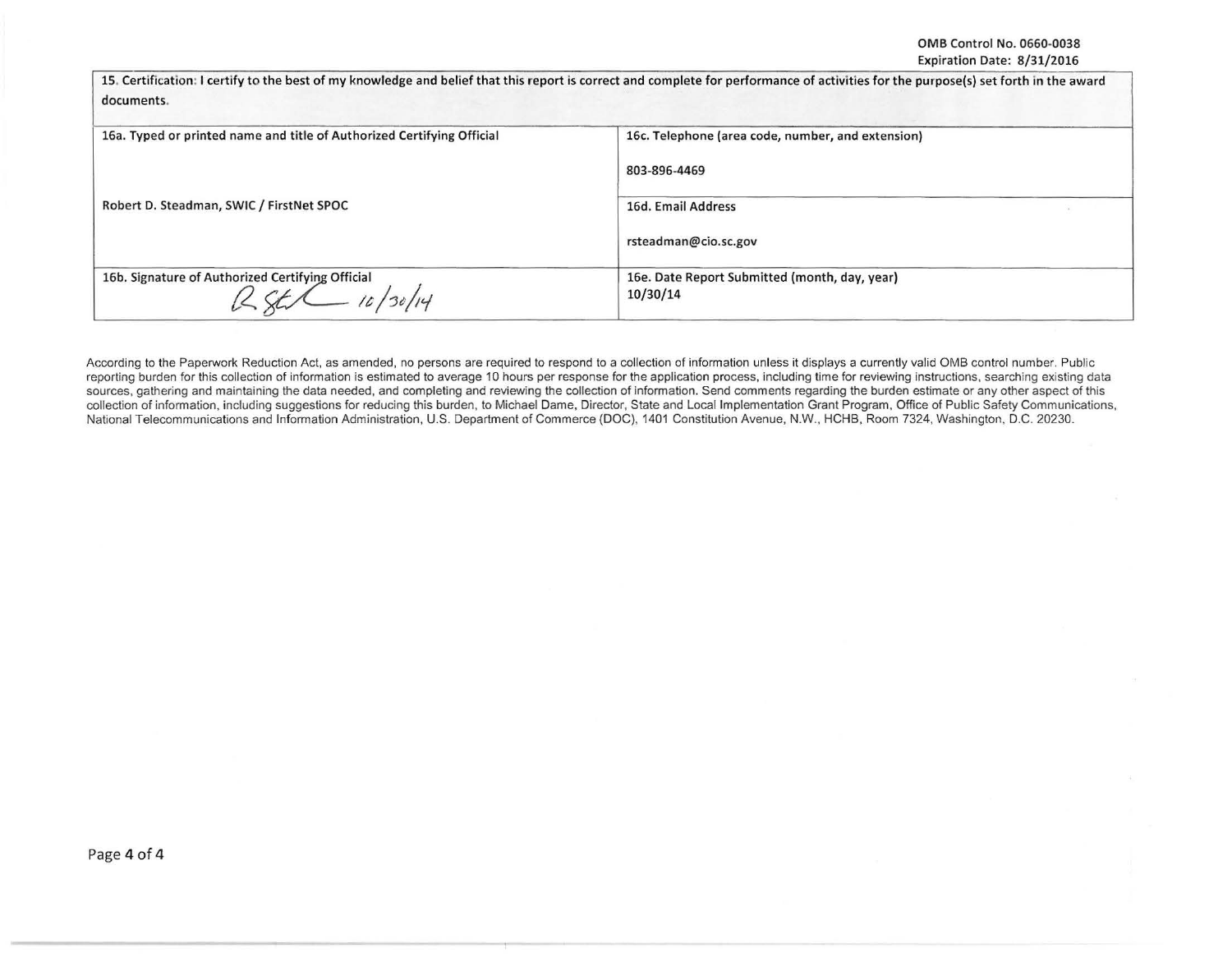OMB Control No. 0660-0038
Expiration Date: 8/31/2016

| 15. Certification: I certify to the best of my knowledge and belief that this report is correct and complete for performance of activities for the purpose(s) set forth in the award documents. | |
|---|---|
| 16a. Typed or printed name and title of Authorized Certifying Official<br><br>Robert D. Steadman, SWIC / FirstNet SPOC | 16c. Telephone (area code, number, and extension)<br><br>803-896-4469 |
| | 16d. Email Address<br><br>rsteadman@cio.sc.gov |
| 16b. Signature of Authorized Certifying Official<br>R Stl 10/30/14 | 16e. Date Report Submitted (month, day, year)<br>10/30/14 |

According to the Paperwork Reduction Act, as amended, no persons are required to respond to a collection of information unless it displays a currently valid OMB control number. Public reporting burden for this collection of information is estimated to average 10 hours per response for the application process, including time for reviewing instructions, searching existing data sources, gathering and maintaining the data needed, and completing and reviewing the collection of information. Send comments regarding the burden estimate or any other aspect of this collection of information, including suggestions for reducing this burden, to Michael Dame, Director, State and Local Implementation Grant Program, Office of Public Safety Communications, National Telecommunications and Information Administration, U.S. Department of Commerce (DOC), 1401 Constitution Avenue, N.W., HCHB, Room 7324, Washington, D.C. 20230.